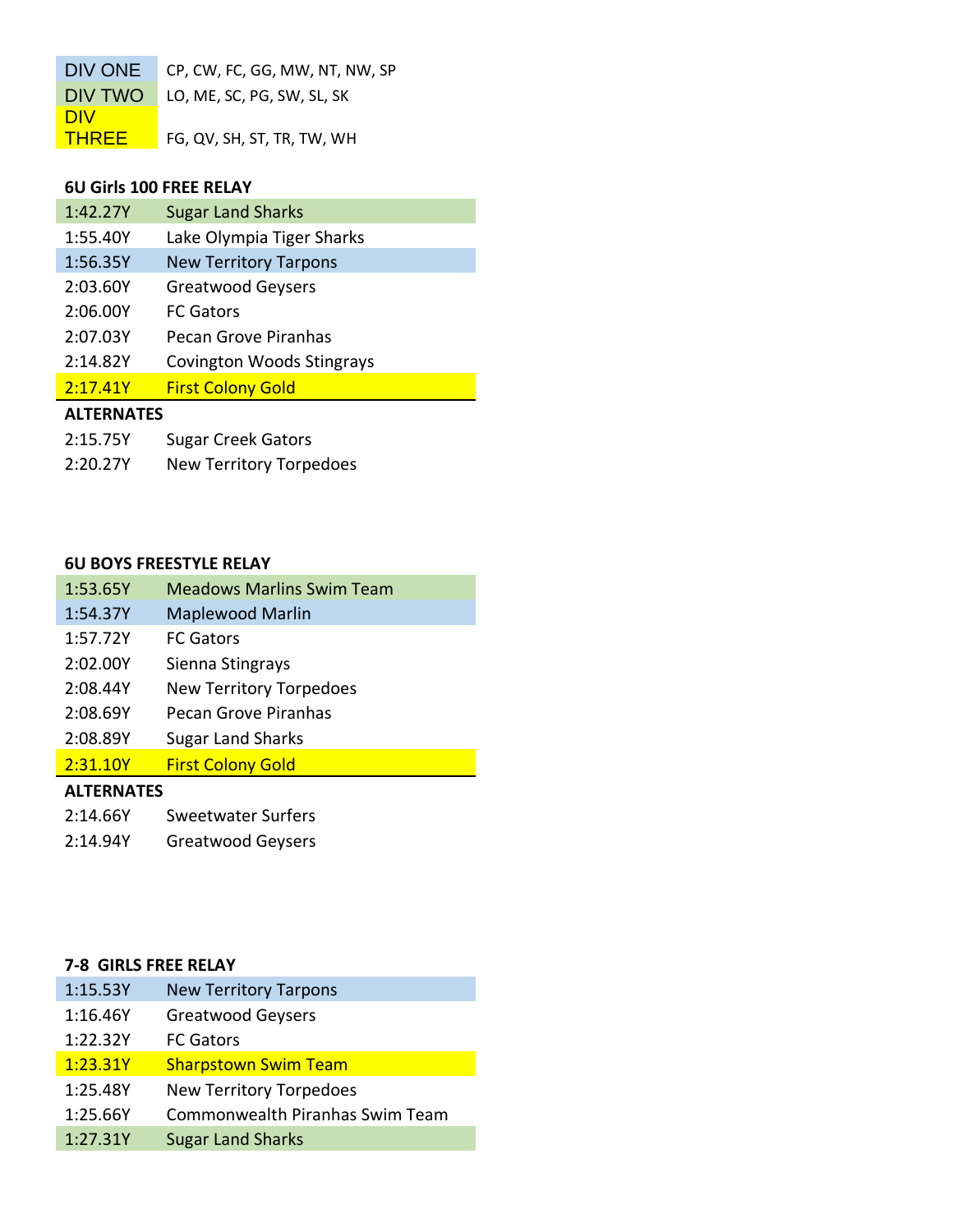| DIV ONE | CP, CW, FC, GG, MW, NT, NW, SP |
| --- | --- |
| DIV TWO | LO, ME, SC, PG, SW, SL, SK |
| DIV THREE | FG, QV, SH, ST, TR, TW, WH |

**6U Girls 100 FREE RELAY**

| | |
| --- | --- |
| 1:42.27Y | Sugar Land Sharks |
| 1:55.40Y | Lake Olympia Tiger Sharks |
| 1:56.35Y | New Territory Tarpons |
| 2:03.60Y | Greatwood Geysers |
| 2:06.00Y | FC Gators |
| 2:07.03Y | Pecan Grove Piranhas |
| 2:14.82Y | Covington Woods Stingrays |
| 2:17.41Y | First Colony Gold |

**ALTERNATES**

| | |
| --- | --- |
| 2:15.75Y | Sugar Creek Gators |
| 2:20.27Y | New Territory Torpedoes |

**6U BOYS FREESTYLE RELAY**

| | |
| --- | --- |
| 1:53.65Y | Meadows Marlins Swim Team |
| 1:54.37Y | Maplewood Marlin |
| 1:57.72Y | FC Gators |
| 2:02.00Y | Sienna Stingrays |
| 2:08.44Y | New Territory Torpedoes |
| 2:08.69Y | Pecan Grove Piranhas |
| 2:08.89Y | Sugar Land Sharks |
| 2:31.10Y | First Colony Gold |

**ALTERNATES**

| | |
| --- | --- |
| 2:14.66Y | Sweetwater Surfers |
| 2:14.94Y | Greatwood Geysers |

**7-8 GIRLS FREE RELAY**

| | |
| --- | --- |
| 1:15.53Y | New Territory Tarpons |
| 1:16.46Y | Greatwood Geysers |
| 1:22.32Y | FC Gators |
| 1:23.31Y | Sharpstown Swim Team |
| 1:25.48Y | New Territory Torpedoes |
| 1:25.66Y | Commonwealth Piranhas Swim Team |
| 1:27.31Y | Sugar Land Sharks |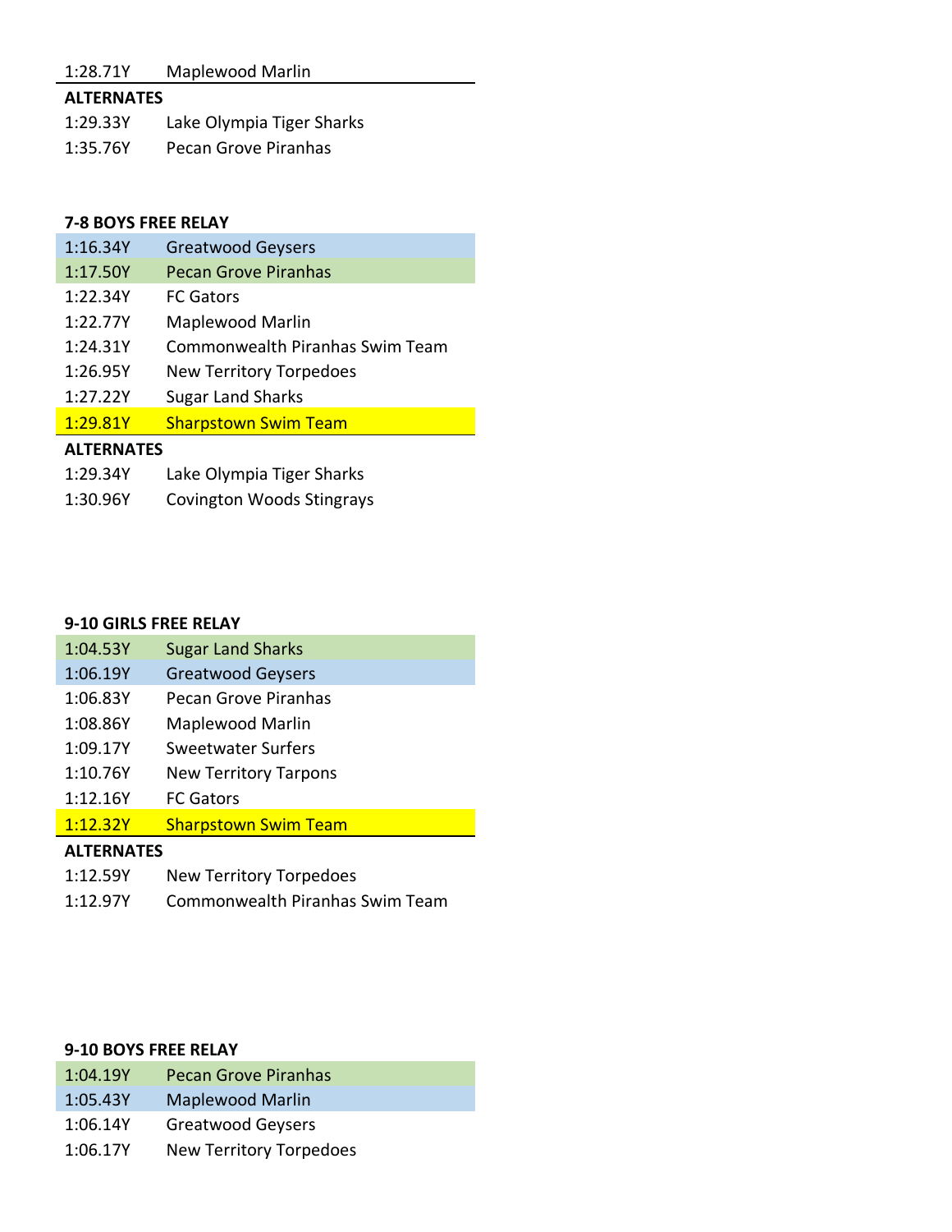| | |
|---|---|
| 1:28.71Y | Maplewood Marlin |

**ALTERNATES**

| | |
|---|---|
| 1:29.33Y | Lake Olympia Tiger Sharks |
| 1:35.76Y | Pecan Grove Piranhas |

**7-8 BOYS FREE RELAY**

| | |
|---|---|
| 1:16.34Y | Greatwood Geysers |
| 1:17.50Y | Pecan Grove Piranhas |
| 1:22.34Y | FC Gators |
| 1:22.77Y | Maplewood Marlin |
| 1:24.31Y | Commonwealth Piranhas Swim Team |
| 1:26.95Y | New Territory Torpedoes |
| 1:27.22Y | Sugar Land Sharks |
| 1:29.81Y | Sharpstown Swim Team |

**ALTERNATES**

| | |
|---|---|
| 1:29.34Y | Lake Olympia Tiger Sharks |
| 1:30.96Y | Covington Woods Stingrays |

**9-10 GIRLS FREE RELAY**

| | |
|---|---|
| 1:04.53Y | Sugar Land Sharks |
| 1:06.19Y | Greatwood Geysers |
| 1:06.83Y | Pecan Grove Piranhas |
| 1:08.86Y | Maplewood Marlin |
| 1:09.17Y | Sweetwater Surfers |
| 1:10.76Y | New Territory Tarpons |
| 1:12.16Y | FC Gators |
| 1:12.32Y | Sharpstown Swim Team |

**ALTERNATES**

| | |
|---|---|
| 1:12.59Y | New Territory Torpedoes |
| 1:12.97Y | Commonwealth Piranhas Swim Team |

**9-10 BOYS FREE RELAY**

| | |
|---|---|
| 1:04.19Y | Pecan Grove Piranhas |
| 1:05.43Y | Maplewood Marlin |
| 1:06.14Y | Greatwood Geysers |
| 1:06.17Y | New Territory Torpedoes |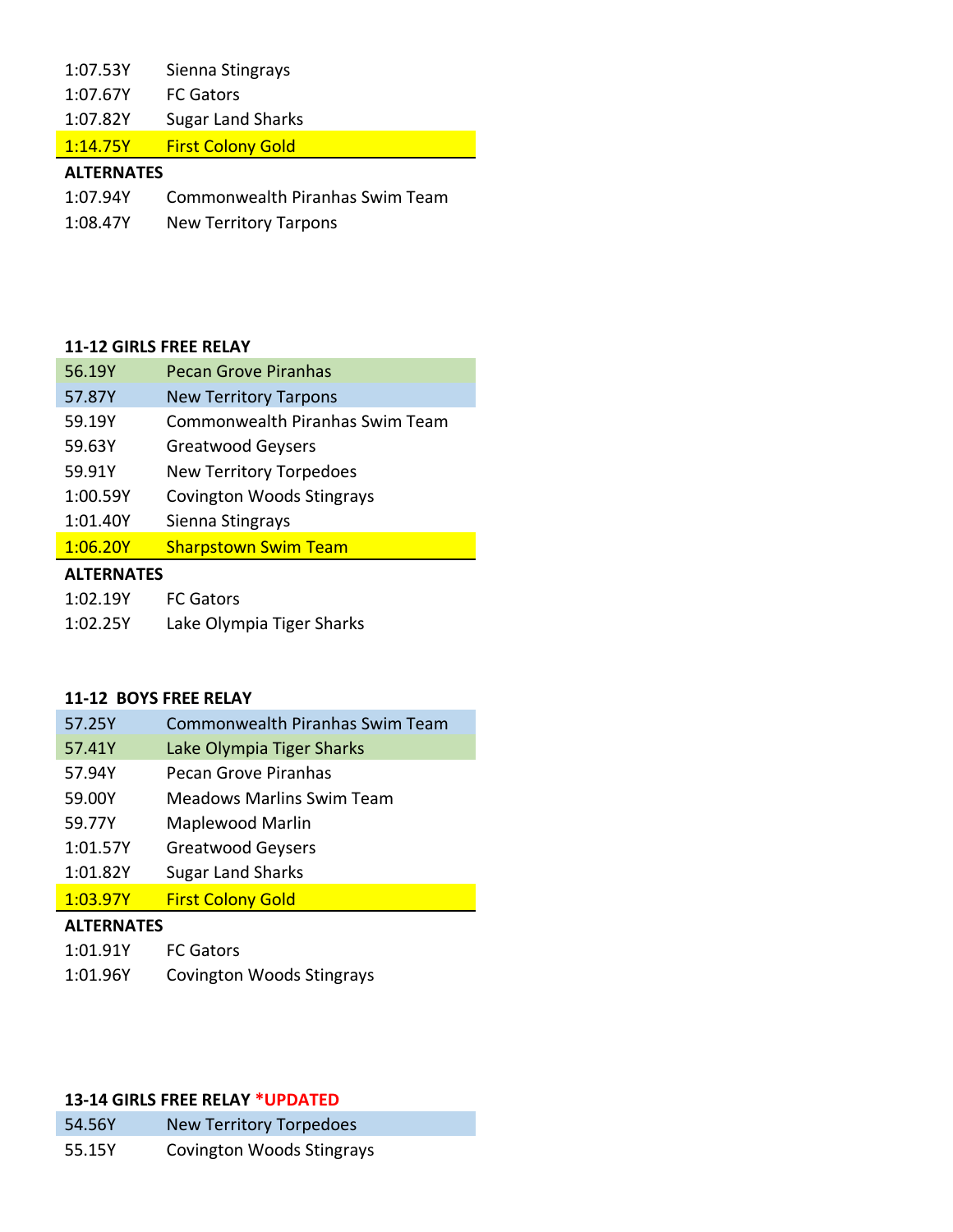| | |
|---|---|
| 1:07.53Y | Sienna Stingrays |
| 1:07.67Y | FC Gators |
| 1:07.82Y | Sugar Land Sharks |
| 1:14.75Y | First Colony Gold |

**ALTERNATES**

| | |
|---|---|
| 1:07.94Y | Commonwealth Piranhas Swim Team |
| 1:08.47Y | New Territory Tarpons |

**11-12 GIRLS FREE RELAY**

| | |
|---|---|
| 56.19Y | Pecan Grove Piranhas |
| 57.87Y | New Territory Tarpons |
| 59.19Y | Commonwealth Piranhas Swim Team |
| 59.63Y | Greatwood Geysers |
| 59.91Y | New Territory Torpedoes |
| 1:00.59Y | Covington Woods Stingrays |
| 1:01.40Y | Sienna Stingrays |
| 1:06.20Y | Sharpstown Swim Team |

**ALTERNATES**

| | |
|---|---|
| 1:02.19Y | FC Gators |
| 1:02.25Y | Lake Olympia Tiger Sharks |

**11-12 BOYS FREE RELAY**

| | |
|---|---|
| 57.25Y | Commonwealth Piranhas Swim Team |
| 57.41Y | Lake Olympia Tiger Sharks |
| 57.94Y | Pecan Grove Piranhas |
| 59.00Y | Meadows Marlins Swim Team |
| 59.77Y | Maplewood Marlin |
| 1:01.57Y | Greatwood Geysers |
| 1:01.82Y | Sugar Land Sharks |
| 1:03.97Y | First Colony Gold |

**ALTERNATES**

| | |
|---|---|
| 1:01.91Y | FC Gators |
| 1:01.96Y | Covington Woods Stingrays |

**13-14 GIRLS FREE RELAY *UPDATED**

| | |
|---|---|
| 54.56Y | New Territory Torpedoes |
| 55.15Y | Covington Woods Stingrays |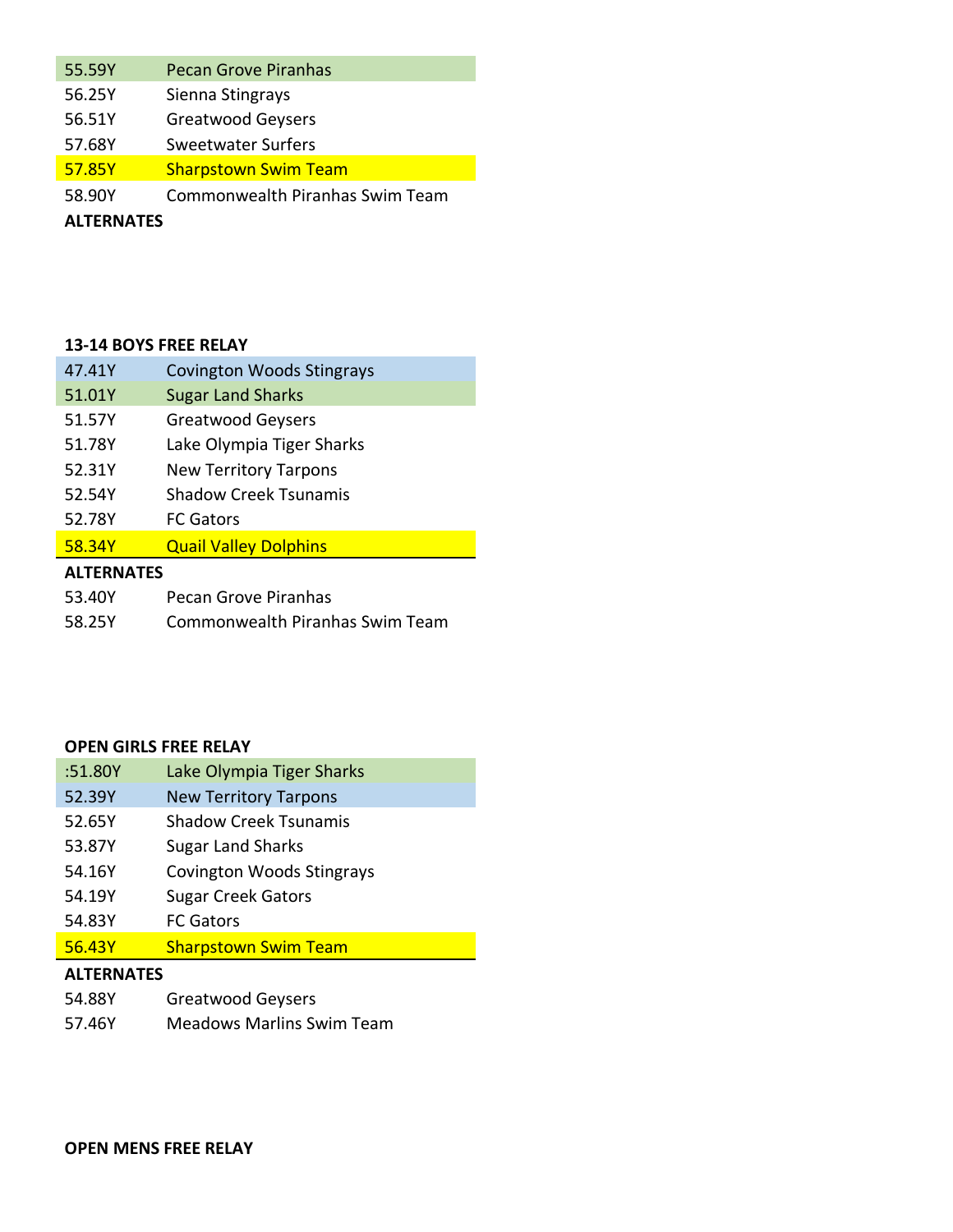| | |
|---|---|
| 55.59Y | Pecan Grove Piranhas |
| 56.25Y | Sienna Stingrays |
| 56.51Y | Greatwood Geysers |
| 57.68Y | Sweetwater Surfers |
| 57.85Y | Sharpstown Swim Team |
| 58.90Y | Commonwealth Piranhas Swim Team |

**ALTERNATES**

**13-14 BOYS FREE RELAY**

| | |
|---|---|
| 47.41Y | Covington Woods Stingrays |
| 51.01Y | Sugar Land Sharks |
| 51.57Y | Greatwood Geysers |
| 51.78Y | Lake Olympia Tiger Sharks |
| 52.31Y | New Territory Tarpons |
| 52.54Y | Shadow Creek Tsunamis |
| 52.78Y | FC Gators |
| 58.34Y | Quail Valley Dolphins |

**ALTERNATES**

| | |
|---|---|
| 53.40Y | Pecan Grove Piranhas |
| 58.25Y | Commonwealth Piranhas Swim Team |

**OPEN GIRLS FREE RELAY**

| | |
|---|---|
| :51.80Y | Lake Olympia Tiger Sharks |
| 52.39Y | New Territory Tarpons |
| 52.65Y | Shadow Creek Tsunamis |
| 53.87Y | Sugar Land Sharks |
| 54.16Y | Covington Woods Stingrays |
| 54.19Y | Sugar Creek Gators |
| 54.83Y | FC Gators |
| 56.43Y | Sharpstown Swim Team |

**ALTERNATES**

| | |
|---|---|
| 54.88Y | Greatwood Geysers |
| 57.46Y | Meadows Marlins Swim Team |

**OPEN MENS FREE RELAY**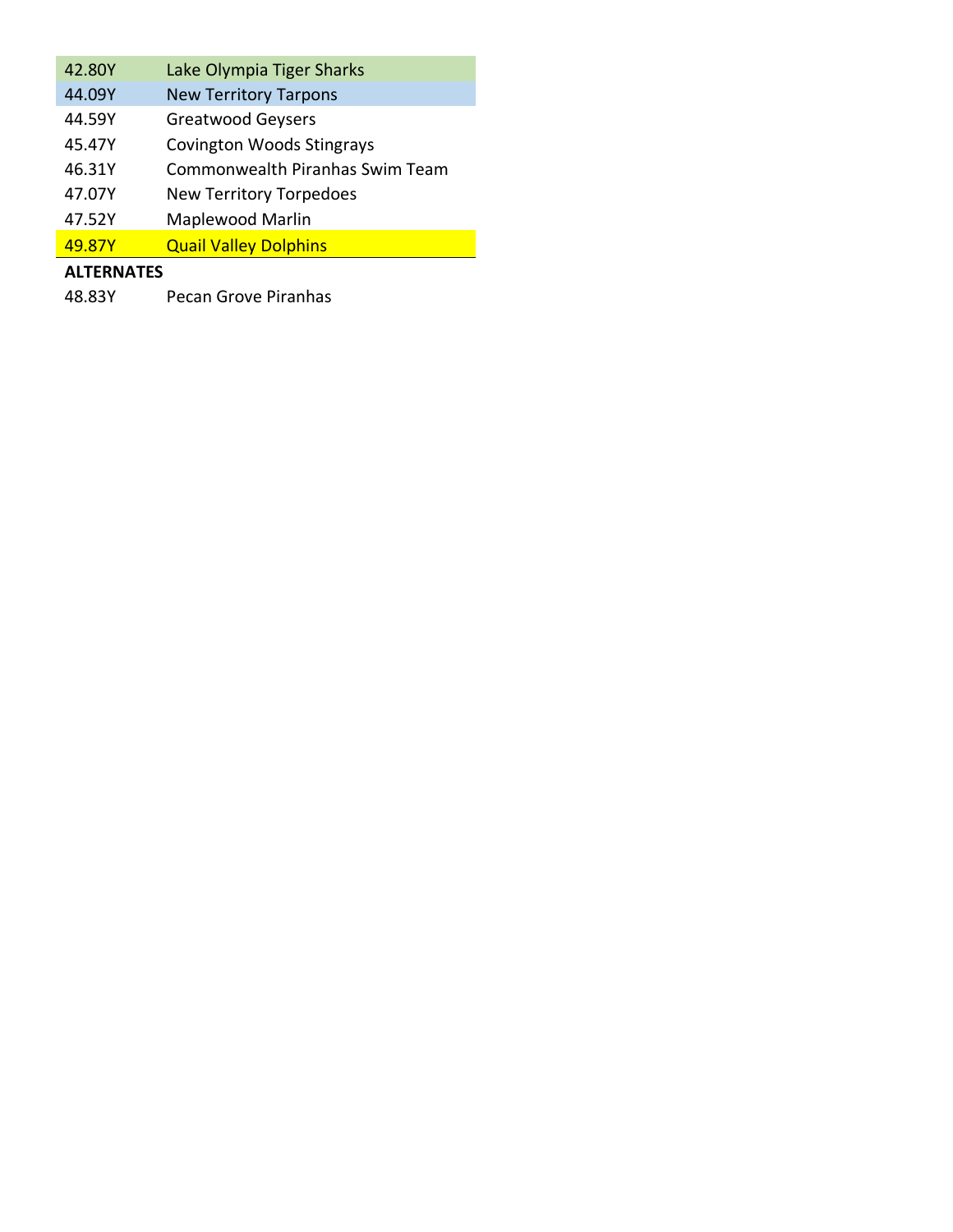| | |
|---|---|
| 42.80Y | Lake Olympia Tiger Sharks |
| 44.09Y | New Territory Tarpons |
| 44.59Y | Greatwood Geysers |
| 45.47Y | Covington Woods Stingrays |
| 46.31Y | Commonwealth Piranhas Swim Team |
| 47.07Y | New Territory Torpedoes |
| 47.52Y | Maplewood Marlin |
| 49.87Y | Quail Valley Dolphins |

**ALTERNATES**

| | |
|---|---|
| 48.83Y | Pecan Grove Piranhas |